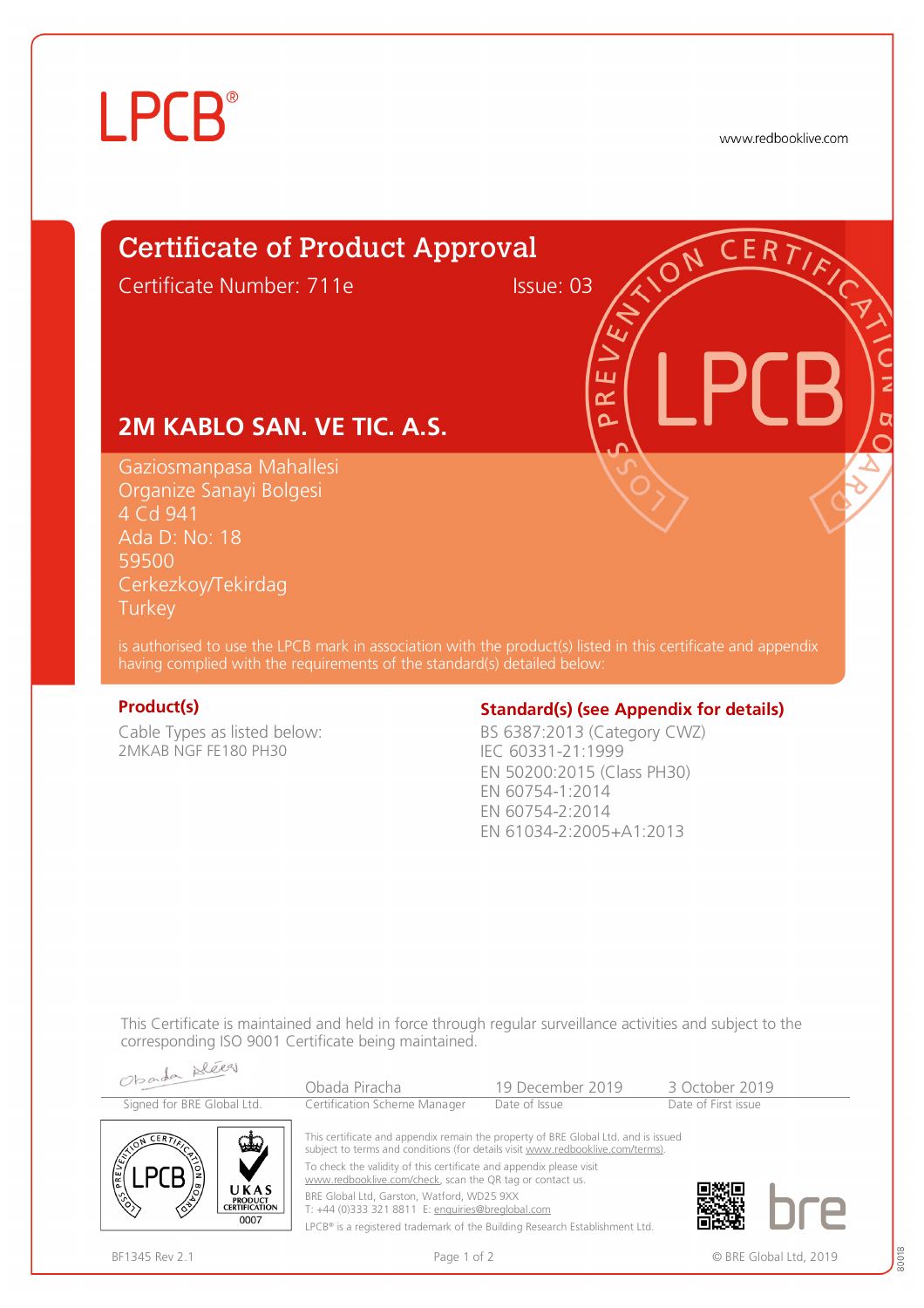LPCB®

www.redbooklive.com

# Certificate of Product Approval

Certificate Number: 711e

Issue: 03

## 2M KABLO SAN. VE TIC. A.S.

Gaziosmanpasa Mahallesi
Organize Sanayi Bolgesi
4 Cd 941
Ada D: No: 18
59500
Cerkezkoy/Tekirdag
Turkey

is authorised to use the LPCB mark in association with the product(s) listed in this certificate and appendix having complied with the requirements of the standard(s) detailed below:

**Product(s)**

Cable Types as listed below:
2MKAB NGF FE180 PH30

**Standard(s) (see Appendix for details)**

BS 6387:2013 (Category CWZ)
IEC 60331-21:1999
EN 50200:2015 (Class PH30)
EN 60754-1:2014
EN 60754-2:2014
EN 61034-2:2005+A1:2013

This Certificate is maintained and held in force through regular surveillance activities and subject to the corresponding ISO 9001 Certificate being maintained.

| Signed for BRE Global Ltd. | Obada Piracha<br>Certification Scheme Manager | 19 December 2019<br>Date of Issue | 3 October 2019<br>Date of First issue |
|---|---|---|---|

UKAS PRODUCT CERTIFICATION 0007

This certificate and appendix remain the property of BRE Global Ltd. and is issued subject to terms and conditions (for details visit www.redbooklive.com/terms).

To check the validity of this certificate and appendix please visit www.redbooklive.com/check, scan the QR tag or contact us.

BRE Global Ltd, Garston, Watford, WD25 9XX
T: +44 (0)333 321 8811 E: enquiries@breglobal.com

LPCB® is a registered trademark of the Building Research Establishment Ltd.

BF1345 Rev 2.1

© BRE Global Ltd, 2019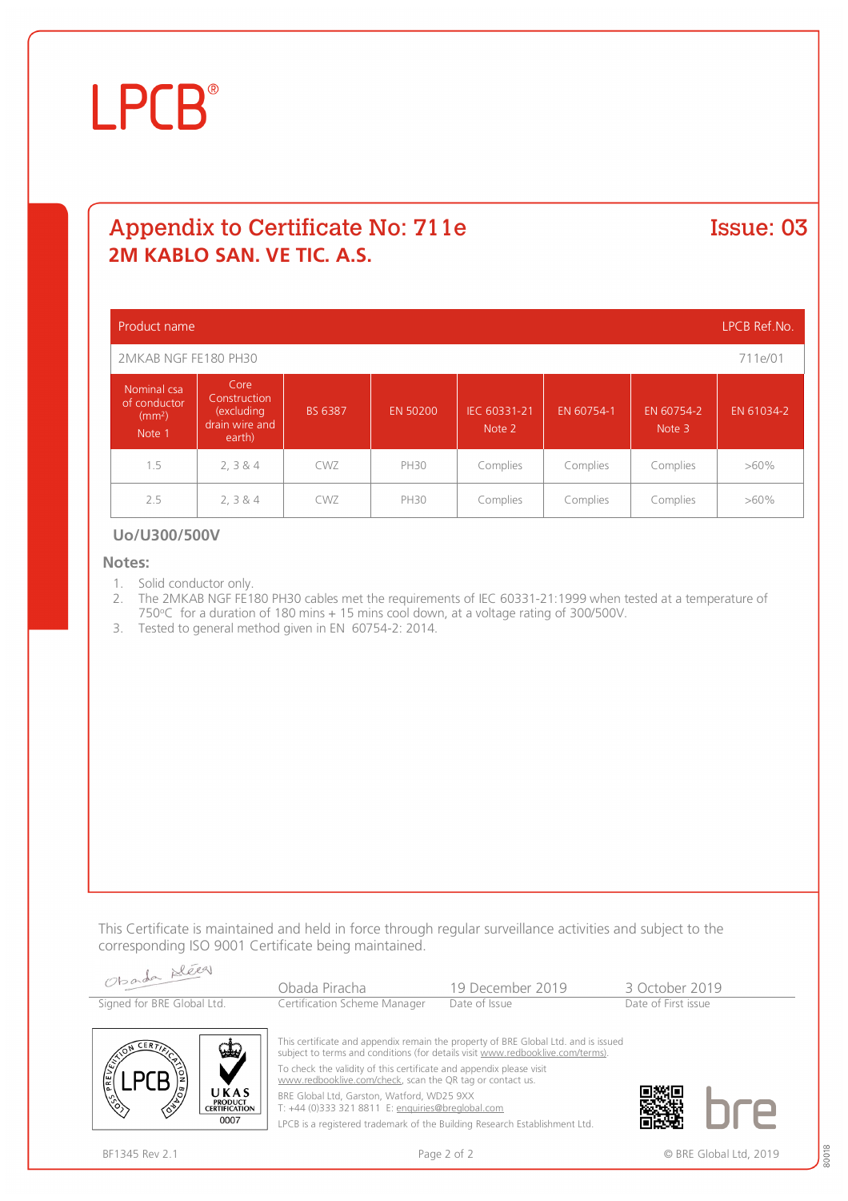# LPCB®

## Appendix to Certificate No: 711e

**Issue: 03**

## 2M KABLO SAN. VE TIC. A.S.

| Product name | | | | | | | LPCB Ref.No. |
|---|---|---|---|---|---|---|---|
| 2MKAB NGF FE180 PH30 | | | | | | | 711e/01 |
| Nominal csa of conductor ($mm^2$) Note 1 | Core Construction (excluding drain wire and earth) | BS 6387 | EN 50200 | IEC 60331-21 Note 2 | EN 60754-1 | EN 60754-2 Note 3 | EN 61034-2 |
| 1.5 | 2, 3 & 4 | CWZ | PH30 | Complies | Complies | Complies | >60% |
| 2.5 | 2, 3 & 4 | CWZ | PH30 | Complies | Complies | Complies | >60% |

**Uo/U300/500V**

**Notes:**

1. Solid conductor only.
2. The 2MKAB NGF FE180 PH30 cables met the requirements of IEC 60331-21:1999 when tested at a temperature of 750ºC for a duration of 180 mins + 15 mins cool down, at a voltage rating of 300/500V.
3. Tested to general method given in EN 60754-2: 2014.

This Certificate is maintained and held in force through regular surveillance activities and subject to the corresponding ISO 9001 Certificate being maintained.

| Signed for BRE Global Ltd. | Obada Piracha<br>Certification Scheme Manager | 19 December 2019<br>Date of Issue | 3 October 2019<br>Date of First issue |
|---|---|---|---|

This certificate and appendix remain the property of BRE Global Ltd. and is issued subject to terms and conditions (for details visit www.redbooklive.com/terms).

To check the validity of this certificate and appendix please visit www.redbooklive.com/check, scan the QR tag or contact us.

BRE Global Ltd, Garston, Watford, WD25 9XX
T: +44 (0)333 321 8811 E: enquiries@breglobal.com

LPCB is a registered trademark of the Building Research Establishment Ltd.

UKAS PRODUCT CERTIFICATION 0007

BF1345 Rev 2.1

© BRE Global Ltd, 2019